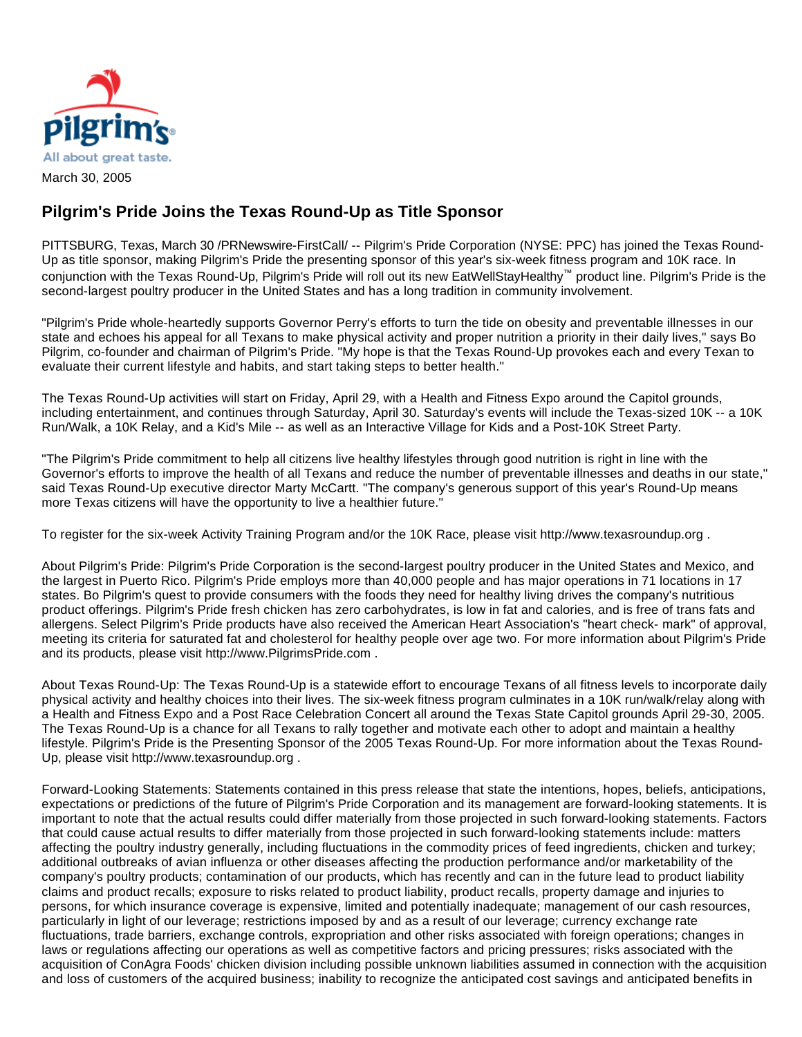Pilgrim's

All about great taste.

March 30, 2005

## Pilgrim's Pride Joins the Texas Round-Up as Title Sponsor

PITTSBURG, Texas, March 30 /PRNewswire-FirstCall/ -- Pilgrim's Pride Corporation (NYSE: PPC) has joined the Texas Round-Up as title sponsor, making Pilgrim's Pride the presenting sponsor of this year's six-week fitness program and 10K race. In conjunction with the Texas Round-Up, Pilgrim's Pride will roll out its new EatWellStayHealthy™ product line. Pilgrim's Pride is the second-largest poultry producer in the United States and has a long tradition in community involvement.

"Pilgrim's Pride whole-heartedly supports Governor Perry's efforts to turn the tide on obesity and preventable illnesses in our state and echoes his appeal for all Texans to make physical activity and proper nutrition a priority in their daily lives," says Bo Pilgrim, co-founder and chairman of Pilgrim's Pride. "My hope is that the Texas Round-Up provokes each and every Texan to evaluate their current lifestyle and habits, and start taking steps to better health."

The Texas Round-Up activities will start on Friday, April 29, with a Health and Fitness Expo around the Capitol grounds, including entertainment, and continues through Saturday, April 30. Saturday's events will include the Texas-sized 10K -- a 10K Run/Walk, a 10K Relay, and a Kid's Mile -- as well as an Interactive Village for Kids and a Post-10K Street Party.

"The Pilgrim's Pride commitment to help all citizens live healthy lifestyles through good nutrition is right in line with the Governor's efforts to improve the health of all Texans and reduce the number of preventable illnesses and deaths in our state," said Texas Round-Up executive director Marty McCartt. "The company's generous support of this year's Round-Up means more Texas citizens will have the opportunity to live a healthier future."

To register for the six-week Activity Training Program and/or the 10K Race, please visit http://www.texasroundup.org .

About Pilgrim's Pride: Pilgrim's Pride Corporation is the second-largest poultry producer in the United States and Mexico, and the largest in Puerto Rico. Pilgrim's Pride employs more than 40,000 people and has major operations in 71 locations in 17 states. Bo Pilgrim's quest to provide consumers with the foods they need for healthy living drives the company's nutritious product offerings. Pilgrim's Pride fresh chicken has zero carbohydrates, is low in fat and calories, and is free of trans fats and allergens. Select Pilgrim's Pride products have also received the American Heart Association's "heart check- mark" of approval, meeting its criteria for saturated fat and cholesterol for healthy people over age two. For more information about Pilgrim's Pride and its products, please visit http://www.PilgrimsPride.com .

About Texas Round-Up: The Texas Round-Up is a statewide effort to encourage Texans of all fitness levels to incorporate daily physical activity and healthy choices into their lives. The six-week fitness program culminates in a 10K run/walk/relay along with a Health and Fitness Expo and a Post Race Celebration Concert all around the Texas State Capitol grounds April 29-30, 2005. The Texas Round-Up is a chance for all Texans to rally together and motivate each other to adopt and maintain a healthy lifestyle. Pilgrim's Pride is the Presenting Sponsor of the 2005 Texas Round-Up. For more information about the Texas Round-Up, please visit http://www.texasroundup.org .

Forward-Looking Statements: Statements contained in this press release that state the intentions, hopes, beliefs, anticipations, expectations or predictions of the future of Pilgrim's Pride Corporation and its management are forward-looking statements. It is important to note that the actual results could differ materially from those projected in such forward-looking statements. Factors that could cause actual results to differ materially from those projected in such forward-looking statements include: matters affecting the poultry industry generally, including fluctuations in the commodity prices of feed ingredients, chicken and turkey; additional outbreaks of avian influenza or other diseases affecting the production performance and/or marketability of the company's poultry products; contamination of our products, which has recently and can in the future lead to product liability claims and product recalls; exposure to risks related to product liability, product recalls, property damage and injuries to persons, for which insurance coverage is expensive, limited and potentially inadequate; management of our cash resources, particularly in light of our leverage; restrictions imposed by and as a result of our leverage; currency exchange rate fluctuations, trade barriers, exchange controls, expropriation and other risks associated with foreign operations; changes in laws or regulations affecting our operations as well as competitive factors and pricing pressures; risks associated with the acquisition of ConAgra Foods' chicken division including possible unknown liabilities assumed in connection with the acquisition and loss of customers of the acquired business; inability to recognize the anticipated cost savings and anticipated benefits in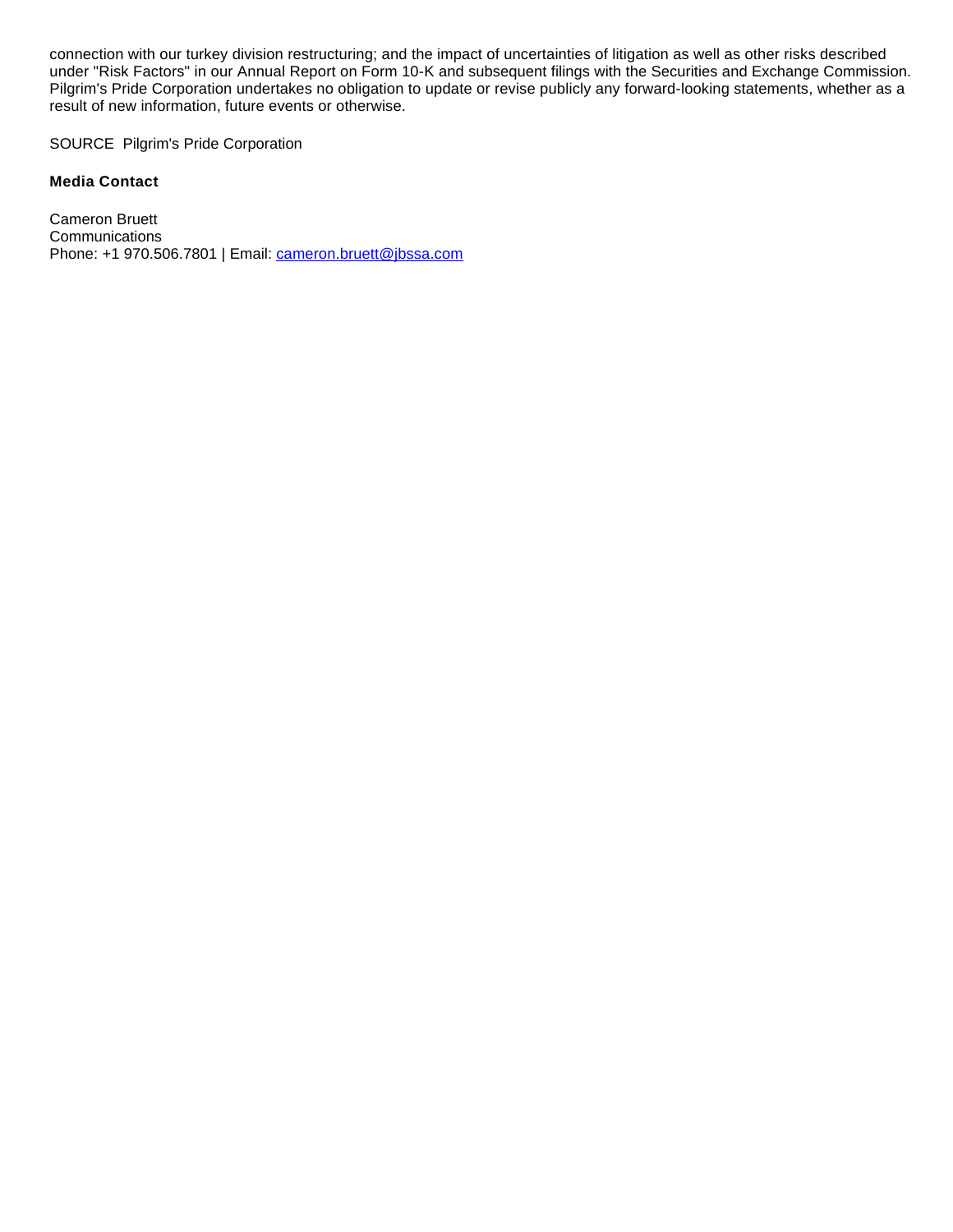connection with our turkey division restructuring; and the impact of uncertainties of litigation as well as other risks described under "Risk Factors" in our Annual Report on Form 10-K and subsequent filings with the Securities and Exchange Commission. Pilgrim's Pride Corporation undertakes no obligation to update or revise publicly any forward-looking statements, whether as a result of new information, future events or otherwise.

SOURCE Pilgrim's Pride Corporation

**Media Contact**

Cameron Bruett
Communications
Phone: +1 970.506.7801 | Email: cameron.bruett@jbssa.com